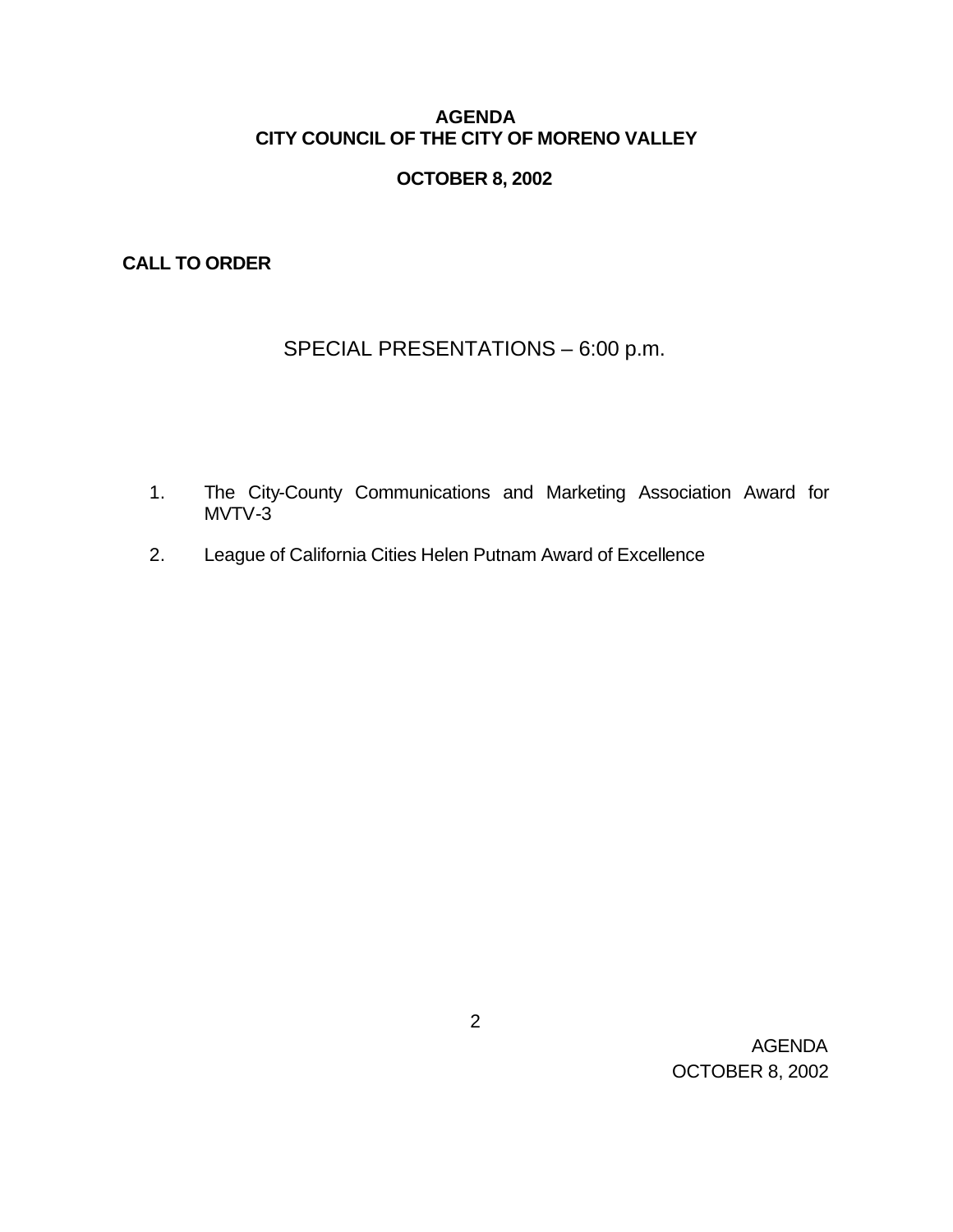# AGENDA
# CITY COUNCIL OF THE CITY OF MORENO VALLEY

## OCTOBER 8, 2002

**CALL TO ORDER**

## SPECIAL PRESENTATIONS – 6:00 p.m.

1. The City-County Communications and Marketing Association Award for MVTV-3
2. League of California Cities Helen Putnam Award of Excellence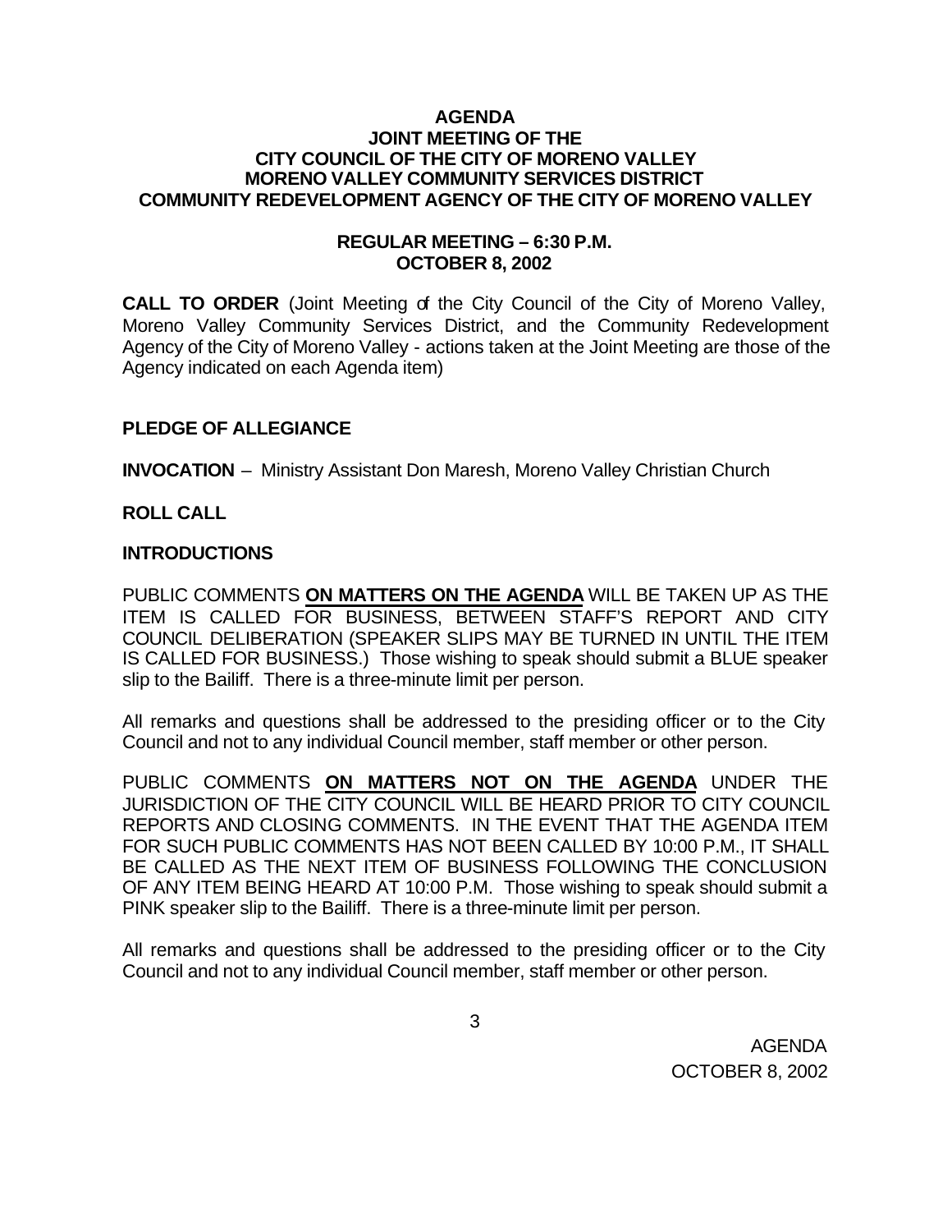# AGENDA
## JOINT MEETING OF THE
## CITY COUNCIL OF THE CITY OF MORENO VALLEY
## MORENO VALLEY COMMUNITY SERVICES DISTRICT
## COMMUNITY REDEVELOPMENT AGENCY OF THE CITY OF MORENO VALLEY

### REGULAR MEETING – 6:30 P.M.
### OCTOBER 8, 2002

**CALL TO ORDER** (Joint Meeting of the City Council of the City of Moreno Valley, Moreno Valley Community Services District, and the Community Redevelopment Agency of the City of Moreno Valley - actions taken at the Joint Meeting are those of the Agency indicated on each Agenda item)

**PLEDGE OF ALLEGIANCE**

**INVOCATION** – Ministry Assistant Don Maresh, Moreno Valley Christian Church

**ROLL CALL**

**INTRODUCTIONS**

PUBLIC COMMENTS **ON MATTERS ON THE AGENDA** WILL BE TAKEN UP AS THE ITEM IS CALLED FOR BUSINESS, BETWEEN STAFF'S REPORT AND CITY COUNCIL DELIBERATION (SPEAKER SLIPS MAY BE TURNED IN UNTIL THE ITEM IS CALLED FOR BUSINESS.) Those wishing to speak should submit a BLUE speaker slip to the Bailiff. There is a three-minute limit per person.

All remarks and questions shall be addressed to the presiding officer or to the City Council and not to any individual Council member, staff member or other person.

PUBLIC COMMENTS **ON MATTERS NOT ON THE AGENDA** UNDER THE JURISDICTION OF THE CITY COUNCIL WILL BE HEARD PRIOR TO CITY COUNCIL REPORTS AND CLOSING COMMENTS. IN THE EVENT THAT THE AGENDA ITEM FOR SUCH PUBLIC COMMENTS HAS NOT BEEN CALLED BY 10:00 P.M., IT SHALL BE CALLED AS THE NEXT ITEM OF BUSINESS FOLLOWING THE CONCLUSION OF ANY ITEM BEING HEARD AT 10:00 P.M. Those wishing to speak should submit a PINK speaker slip to the Bailiff. There is a three-minute limit per person.

All remarks and questions shall be addressed to the presiding officer or to the City Council and not to any individual Council member, staff member or other person.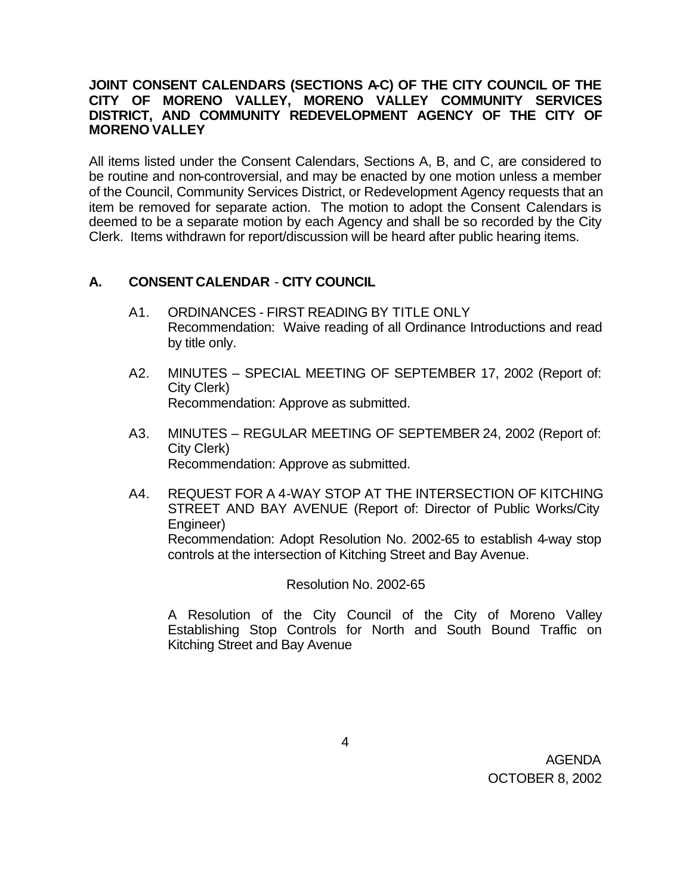**JOINT CONSENT CALENDARS (SECTIONS A-C) OF THE CITY COUNCIL OF THE CITY OF MORENO VALLEY, MORENO VALLEY COMMUNITY SERVICES DISTRICT, AND COMMUNITY REDEVELOPMENT AGENCY OF THE CITY OF MORENO VALLEY**

All items listed under the Consent Calendars, Sections A, B, and C, are considered to be routine and non-controversial, and may be enacted by one motion unless a member of the Council, Community Services District, or Redevelopment Agency requests that an item be removed for separate action. The motion to adopt the Consent Calendars is deemed to be a separate motion by each Agency and shall be so recorded by the City Clerk. Items withdrawn for report/discussion will be heard after public hearing items.

## A. CONSENT CALENDAR - CITY COUNCIL

A1. ORDINANCES - FIRST READING BY TITLE ONLY
Recommendation: Waive reading of all Ordinance Introductions and read by title only.

A2. MINUTES – SPECIAL MEETING OF SEPTEMBER 17, 2002 (Report of: City Clerk)
Recommendation: Approve as submitted.

A3. MINUTES – REGULAR MEETING OF SEPTEMBER 24, 2002 (Report of: City Clerk)
Recommendation: Approve as submitted.

A4. REQUEST FOR A 4-WAY STOP AT THE INTERSECTION OF KITCHING STREET AND BAY AVENUE (Report of: Director of Public Works/City Engineer)
Recommendation: Adopt Resolution No. 2002-65 to establish 4-way stop controls at the intersection of Kitching Street and Bay Avenue.

Resolution No. 2002-65

A Resolution of the City Council of the City of Moreno Valley Establishing Stop Controls for North and South Bound Traffic on Kitching Street and Bay Avenue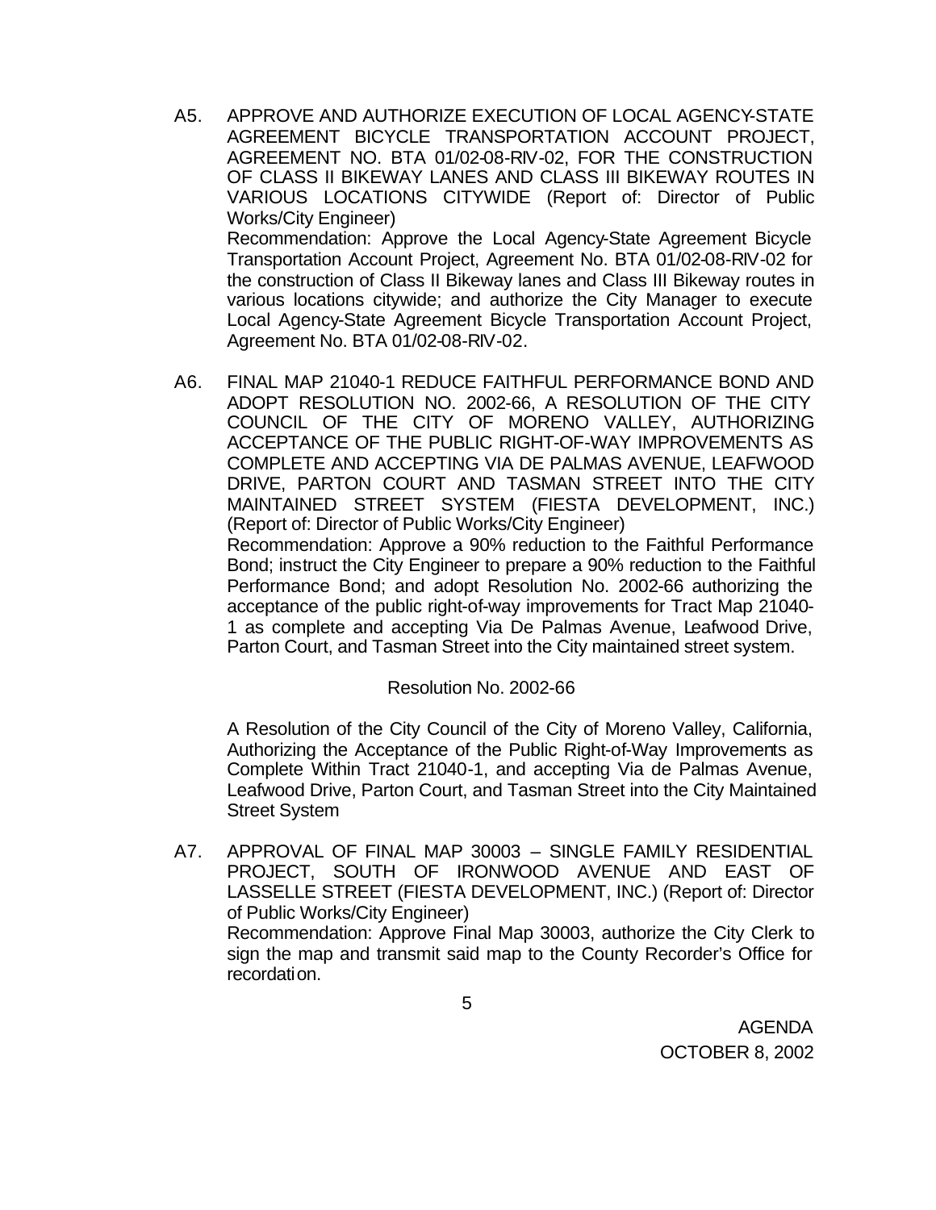A5. APPROVE AND AUTHORIZE EXECUTION OF LOCAL AGENCY-STATE AGREEMENT BICYCLE TRANSPORTATION ACCOUNT PROJECT, AGREEMENT NO. BTA 01/02-08-RIV-02, FOR THE CONSTRUCTION OF CLASS II BIKEWAY LANES AND CLASS III BIKEWAY ROUTES IN VARIOUS LOCATIONS CITYWIDE (Report of: Director of Public Works/City Engineer)

Recommendation: Approve the Local Agency-State Agreement Bicycle Transportation Account Project, Agreement No. BTA 01/02-08-RIV-02 for the construction of Class II Bikeway lanes and Class III Bikeway routes in various locations citywide; and authorize the City Manager to execute Local Agency-State Agreement Bicycle Transportation Account Project, Agreement No. BTA 01/02-08-RIV-02.

A6. FINAL MAP 21040-1 REDUCE FAITHFUL PERFORMANCE BOND AND ADOPT RESOLUTION NO. 2002-66, A RESOLUTION OF THE CITY COUNCIL OF THE CITY OF MORENO VALLEY, AUTHORIZING ACCEPTANCE OF THE PUBLIC RIGHT-OF-WAY IMPROVEMENTS AS COMPLETE AND ACCEPTING VIA DE PALMAS AVENUE, LEAFWOOD DRIVE, PARTON COURT AND TASMAN STREET INTO THE CITY MAINTAINED STREET SYSTEM (FIESTA DEVELOPMENT, INC.) (Report of: Director of Public Works/City Engineer)

Recommendation: Approve a 90% reduction to the Faithful Performance Bond; instruct the City Engineer to prepare a 90% reduction to the Faithful Performance Bond; and adopt Resolution No. 2002-66 authorizing the acceptance of the public right-of-way improvements for Tract Map 21040-1 as complete and accepting Via De Palmas Avenue, Leafwood Drive, Parton Court, and Tasman Street into the City maintained street system.

Resolution No. 2002-66

A Resolution of the City Council of the City of Moreno Valley, California, Authorizing the Acceptance of the Public Right-of-Way Improvements as Complete Within Tract 21040-1, and accepting Via de Palmas Avenue, Leafwood Drive, Parton Court, and Tasman Street into the City Maintained Street System

A7. APPROVAL OF FINAL MAP 30003 – SINGLE FAMILY RESIDENTIAL PROJECT, SOUTH OF IRONWOOD AVENUE AND EAST OF LASSELLE STREET (FIESTA DEVELOPMENT, INC.) (Report of: Director of Public Works/City Engineer)

Recommendation: Approve Final Map 30003, authorize the City Clerk to sign the map and transmit said map to the County Recorder's Office for recordation.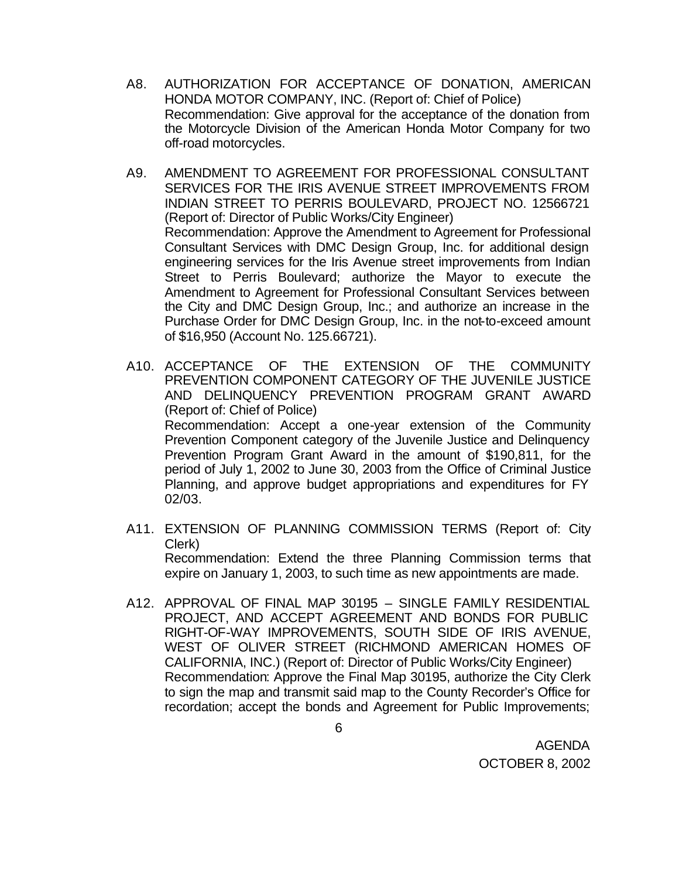A8. AUTHORIZATION FOR ACCEPTANCE OF DONATION, AMERICAN HONDA MOTOR COMPANY, INC. (Report of: Chief of Police)
Recommendation: Give approval for the acceptance of the donation from the Motorcycle Division of the American Honda Motor Company for two off-road motorcycles.

A9. AMENDMENT TO AGREEMENT FOR PROFESSIONAL CONSULTANT SERVICES FOR THE IRIS AVENUE STREET IMPROVEMENTS FROM INDIAN STREET TO PERRIS BOULEVARD, PROJECT NO. 12566721 (Report of: Director of Public Works/City Engineer)
Recommendation: Approve the Amendment to Agreement for Professional Consultant Services with DMC Design Group, Inc. for additional design engineering services for the Iris Avenue street improvements from Indian Street to Perris Boulevard; authorize the Mayor to execute the Amendment to Agreement for Professional Consultant Services between the City and DMC Design Group, Inc.; and authorize an increase in the Purchase Order for DMC Design Group, Inc. in the not-to-exceed amount of $16,950 (Account No. 125.66721).

A10. ACCEPTANCE OF THE EXTENSION OF THE COMMUNITY PREVENTION COMPONENT CATEGORY OF THE JUVENILE JUSTICE AND DELINQUENCY PREVENTION PROGRAM GRANT AWARD (Report of: Chief of Police)
Recommendation: Accept a one-year extension of the Community Prevention Component category of the Juvenile Justice and Delinquency Prevention Program Grant Award in the amount of $190,811, for the period of July 1, 2002 to June 30, 2003 from the Office of Criminal Justice Planning, and approve budget appropriations and expenditures for FY 02/03.

A11. EXTENSION OF PLANNING COMMISSION TERMS (Report of: City Clerk)
Recommendation: Extend the three Planning Commission terms that expire on January 1, 2003, to such time as new appointments are made.

A12. APPROVAL OF FINAL MAP 30195 – SINGLE FAMILY RESIDENTIAL PROJECT, AND ACCEPT AGREEMENT AND BONDS FOR PUBLIC RIGHT-OF-WAY IMPROVEMENTS, SOUTH SIDE OF IRIS AVENUE, WEST OF OLIVER STREET (RICHMOND AMERICAN HOMES OF CALIFORNIA, INC.) (Report of: Director of Public Works/City Engineer)
Recommendation: Approve the Final Map 30195, authorize the City Clerk to sign the map and transmit said map to the County Recorder's Office for recordation; accept the bonds and Agreement for Public Improvements;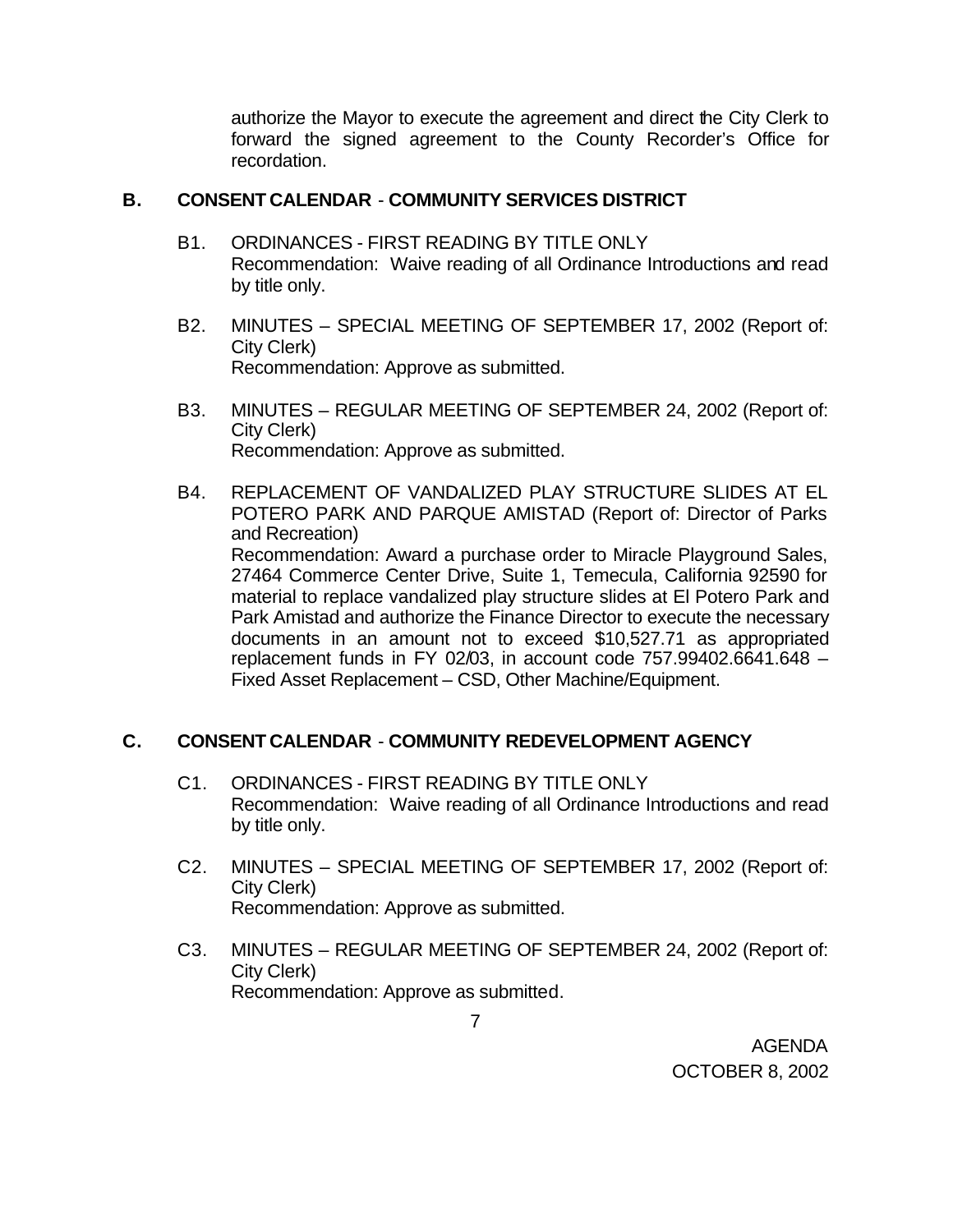authorize the Mayor to execute the agreement and direct the City Clerk to forward the signed agreement to the County Recorder's Office for recordation.

## B. CONSENT CALENDAR - COMMUNITY SERVICES DISTRICT

B1. ORDINANCES - FIRST READING BY TITLE ONLY
Recommendation: Waive reading of all Ordinance Introductions and read by title only.

B2. MINUTES – SPECIAL MEETING OF SEPTEMBER 17, 2002 (Report of: City Clerk)
Recommendation: Approve as submitted.

B3. MINUTES – REGULAR MEETING OF SEPTEMBER 24, 2002 (Report of: City Clerk)
Recommendation: Approve as submitted.

B4. REPLACEMENT OF VANDALIZED PLAY STRUCTURE SLIDES AT EL POTERO PARK AND PARQUE AMISTAD (Report of: Director of Parks and Recreation)
Recommendation: Award a purchase order to Miracle Playground Sales, 27464 Commerce Center Drive, Suite 1, Temecula, California 92590 for material to replace vandalized play structure slides at El Potero Park and Park Amistad and authorize the Finance Director to execute the necessary documents in an amount not to exceed $10,527.71 as appropriated replacement funds in FY 02/03, in account code 757.99402.6641.648 – Fixed Asset Replacement – CSD, Other Machine/Equipment.

## C. CONSENT CALENDAR - COMMUNITY REDEVELOPMENT AGENCY

C1. ORDINANCES - FIRST READING BY TITLE ONLY
Recommendation: Waive reading of all Ordinance Introductions and read by title only.

C2. MINUTES – SPECIAL MEETING OF SEPTEMBER 17, 2002 (Report of: City Clerk)
Recommendation: Approve as submitted.

C3. MINUTES – REGULAR MEETING OF SEPTEMBER 24, 2002 (Report of: City Clerk)
Recommendation: Approve as submitted.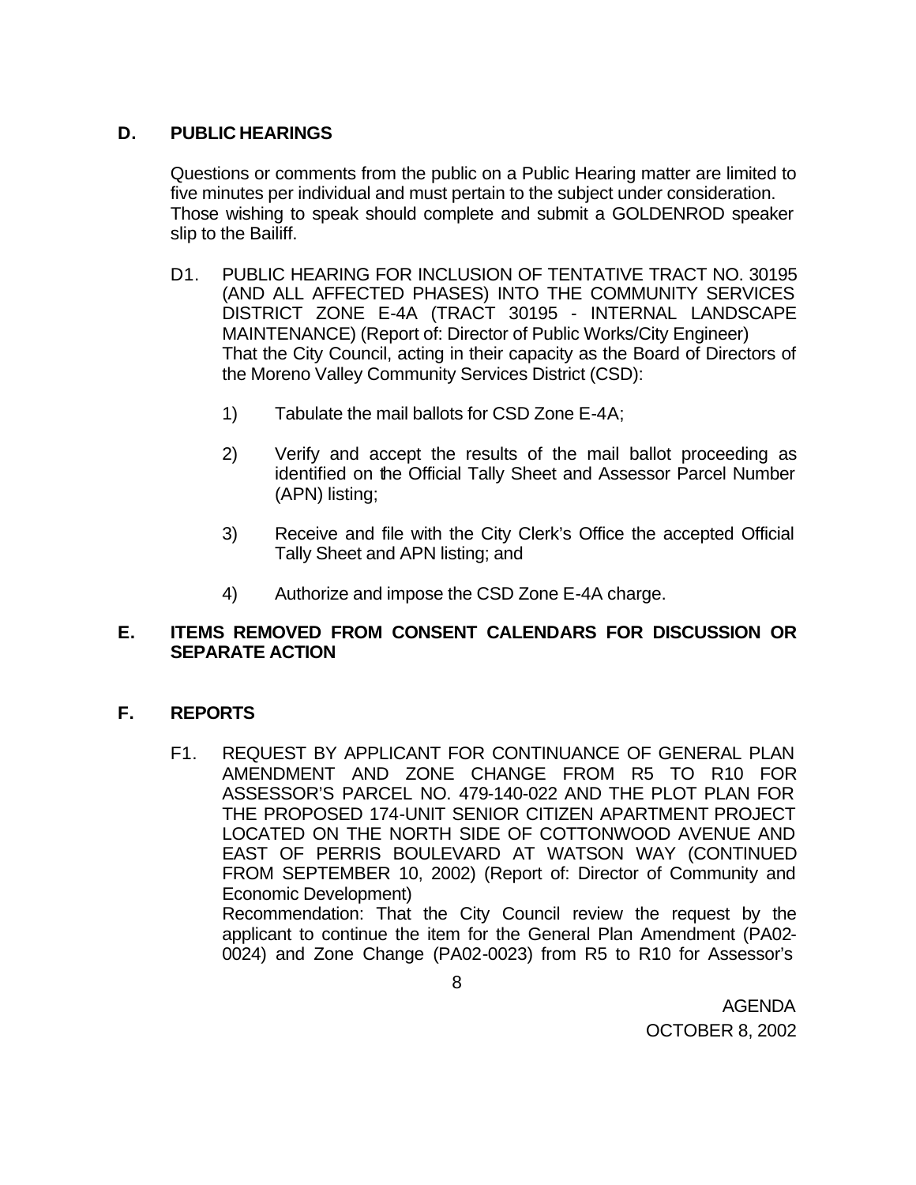## D. PUBLIC HEARINGS

Questions or comments from the public on a Public Hearing matter are limited to five minutes per individual and must pertain to the subject under consideration. Those wishing to speak should complete and submit a GOLDENROD speaker slip to the Bailiff.

D1. PUBLIC HEARING FOR INCLUSION OF TENTATIVE TRACT NO. 30195 (AND ALL AFFECTED PHASES) INTO THE COMMUNITY SERVICES DISTRICT ZONE E-4A (TRACT 30195 - INTERNAL LANDSCAPE MAINTENANCE) (Report of: Director of Public Works/City Engineer)
That the City Council, acting in their capacity as the Board of Directors of the Moreno Valley Community Services District (CSD):

1) Tabulate the mail ballots for CSD Zone E-4A;

2) Verify and accept the results of the mail ballot proceeding as identified on the Official Tally Sheet and Assessor Parcel Number (APN) listing;

3) Receive and file with the City Clerk's Office the accepted Official Tally Sheet and APN listing; and

4) Authorize and impose the CSD Zone E-4A charge.

## E. ITEMS REMOVED FROM CONSENT CALENDARS FOR DISCUSSION OR SEPARATE ACTION

## F. REPORTS

F1. REQUEST BY APPLICANT FOR CONTINUANCE OF GENERAL PLAN AMENDMENT AND ZONE CHANGE FROM R5 TO R10 FOR ASSESSOR'S PARCEL NO. 479-140-022 AND THE PLOT PLAN FOR THE PROPOSED 174-UNIT SENIOR CITIZEN APARTMENT PROJECT LOCATED ON THE NORTH SIDE OF COTTONWOOD AVENUE AND EAST OF PERRIS BOULEVARD AT WATSON WAY (CONTINUED FROM SEPTEMBER 10, 2002) (Report of: Director of Community and Economic Development)
Recommendation: That the City Council review the request by the applicant to continue the item for the General Plan Amendment (PA02-0024) and Zone Change (PA02-0023) from R5 to R10 for Assessor's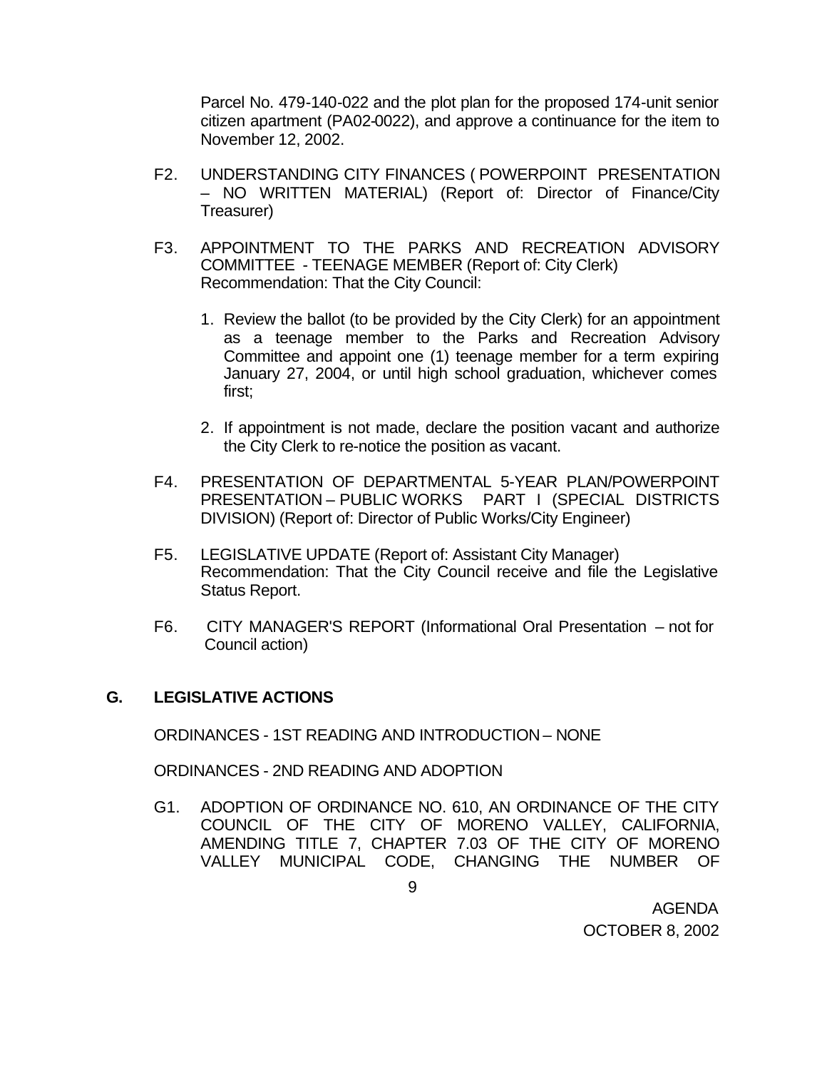Parcel No. 479-140-022 and the plot plan for the proposed 174-unit senior citizen apartment (PA02-0022), and approve a continuance for the item to November 12, 2002.

F2. UNDERSTANDING CITY FINANCES ( POWERPOINT PRESENTATION – NO WRITTEN MATERIAL) (Report of: Director of Finance/City Treasurer)

F3. APPOINTMENT TO THE PARKS AND RECREATION ADVISORY COMMITTEE - TEENAGE MEMBER (Report of: City Clerk)
Recommendation: That the City Council:

1. Review the ballot (to be provided by the City Clerk) for an appointment as a teenage member to the Parks and Recreation Advisory Committee and appoint one (1) teenage member for a term expiring January 27, 2004, or until high school graduation, whichever comes first;

2. If appointment is not made, declare the position vacant and authorize the City Clerk to re-notice the position as vacant.

F4. PRESENTATION OF DEPARTMENTAL 5-YEAR PLAN/POWERPOINT PRESENTATION – PUBLIC WORKS PART I (SPECIAL DISTRICTS DIVISION) (Report of: Director of Public Works/City Engineer)

F5. LEGISLATIVE UPDATE (Report of: Assistant City Manager)
Recommendation: That the City Council receive and file the Legislative Status Report.

F6. CITY MANAGER'S REPORT (Informational Oral Presentation – not for Council action)

## G. LEGISLATIVE ACTIONS

ORDINANCES - 1ST READING AND INTRODUCTION – NONE

ORDINANCES - 2ND READING AND ADOPTION

G1. ADOPTION OF ORDINANCE NO. 610, AN ORDINANCE OF THE CITY COUNCIL OF THE CITY OF MORENO VALLEY, CALIFORNIA, AMENDING TITLE 7, CHAPTER 7.03 OF THE CITY OF MORENO VALLEY MUNICIPAL CODE, CHANGING THE NUMBER OF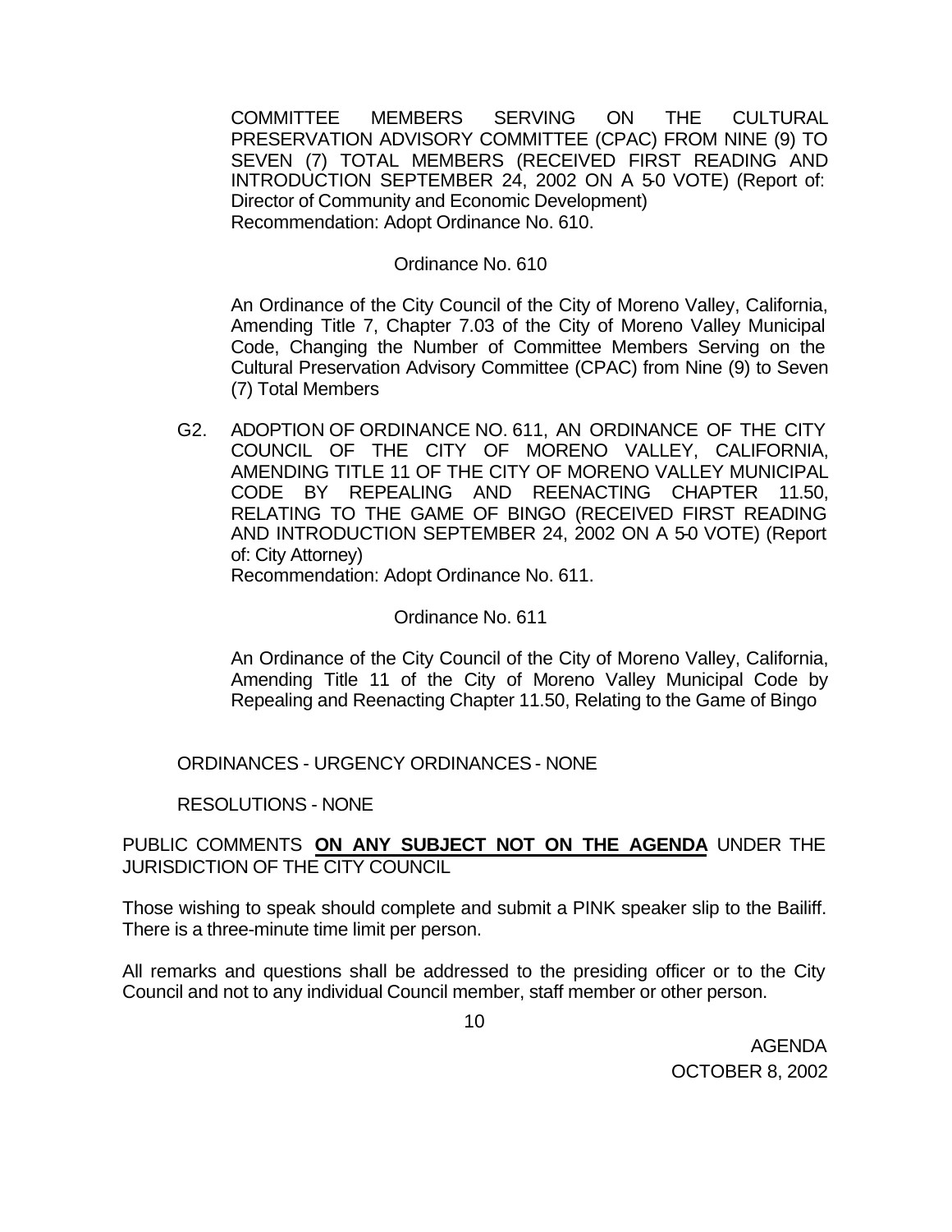COMMITTEE MEMBERS SERVING ON THE CULTURAL PRESERVATION ADVISORY COMMITTEE (CPAC) FROM NINE (9) TO SEVEN (7) TOTAL MEMBERS (RECEIVED FIRST READING AND INTRODUCTION SEPTEMBER 24, 2002 ON A 5-0 VOTE) (Report of: Director of Community and Economic Development)
Recommendation: Adopt Ordinance No. 610.

Ordinance No. 610

An Ordinance of the City Council of the City of Moreno Valley, California, Amending Title 7, Chapter 7.03 of the City of Moreno Valley Municipal Code, Changing the Number of Committee Members Serving on the Cultural Preservation Advisory Committee (CPAC) from Nine (9) to Seven (7) Total Members

G2. ADOPTION OF ORDINANCE NO. 611, AN ORDINANCE OF THE CITY COUNCIL OF THE CITY OF MORENO VALLEY, CALIFORNIA, AMENDING TITLE 11 OF THE CITY OF MORENO VALLEY MUNICIPAL CODE BY REPEALING AND REENACTING CHAPTER 11.50, RELATING TO THE GAME OF BINGO (RECEIVED FIRST READING AND INTRODUCTION SEPTEMBER 24, 2002 ON A 5-0 VOTE) (Report of: City Attorney)
Recommendation: Adopt Ordinance No. 611.

Ordinance No. 611

An Ordinance of the City Council of the City of Moreno Valley, California, Amending Title 11 of the City of Moreno Valley Municipal Code by Repealing and Reenacting Chapter 11.50, Relating to the Game of Bingo

ORDINANCES - URGENCY ORDINANCES - NONE

RESOLUTIONS - NONE

PUBLIC COMMENTS **ON ANY SUBJECT NOT ON THE AGENDA** UNDER THE JURISDICTION OF THE CITY COUNCIL

Those wishing to speak should complete and submit a PINK speaker slip to the Bailiff. There is a three-minute time limit per person.

All remarks and questions shall be addressed to the presiding officer or to the City Council and not to any individual Council member, staff member or other person.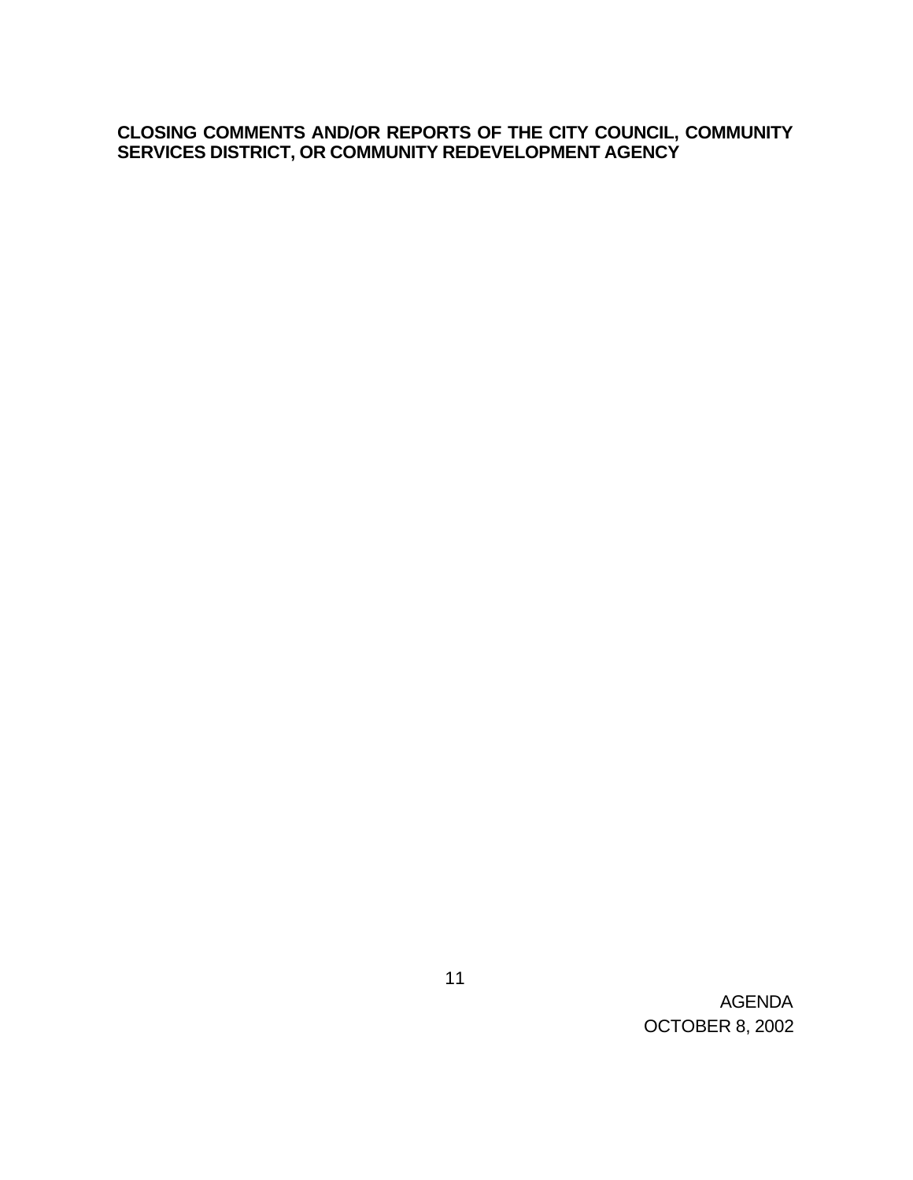**CLOSING COMMENTS AND/OR REPORTS OF THE CITY COUNCIL, COMMUNITY SERVICES DISTRICT, OR COMMUNITY REDEVELOPMENT AGENCY**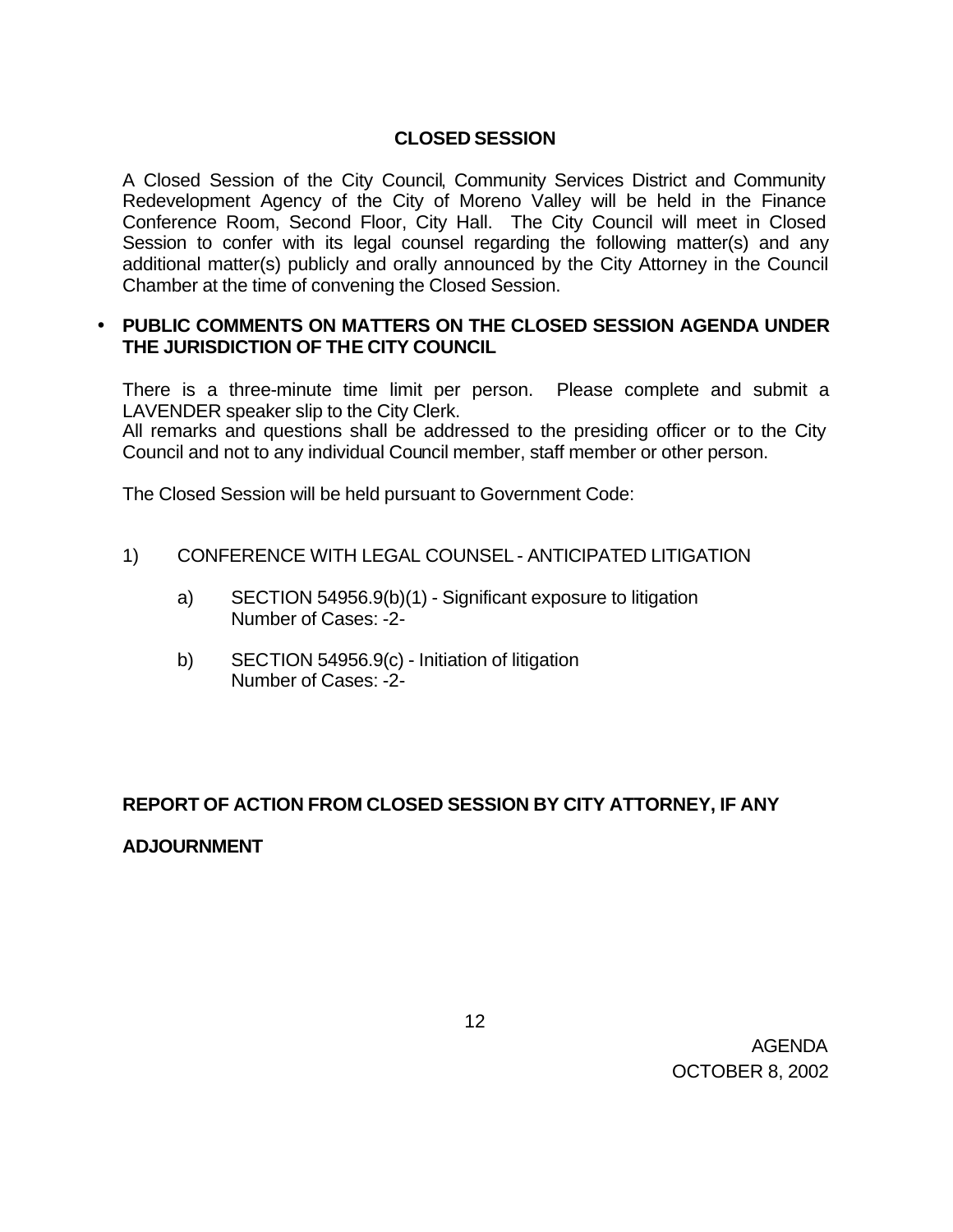## CLOSED SESSION

A Closed Session of the City Council, Community Services District and Community Redevelopment Agency of the City of Moreno Valley will be held in the Finance Conference Room, Second Floor, City Hall. The City Council will meet in Closed Session to confer with its legal counsel regarding the following matter(s) and any additional matter(s) publicly and orally announced by the City Attorney in the Council Chamber at the time of convening the Closed Session.

- **PUBLIC COMMENTS ON MATTERS ON THE CLOSED SESSION AGENDA UNDER THE JURISDICTION OF THE CITY COUNCIL**

  There is a three-minute time limit per person. Please complete and submit a LAVENDER speaker slip to the City Clerk.
  All remarks and questions shall be addressed to the presiding officer or to the City Council and not to any individual Council member, staff member or other person.

  The Closed Session will be held pursuant to Government Code:

1) CONFERENCE WITH LEGAL COUNSEL - ANTICIPATED LITIGATION

   a) SECTION 54956.9(b)(1) - Significant exposure to litigation
      Number of Cases: -2-

   b) SECTION 54956.9(c) - Initiation of litigation
      Number of Cases: -2-

**REPORT OF ACTION FROM CLOSED SESSION BY CITY ATTORNEY, IF ANY**

**ADJOURNMENT**